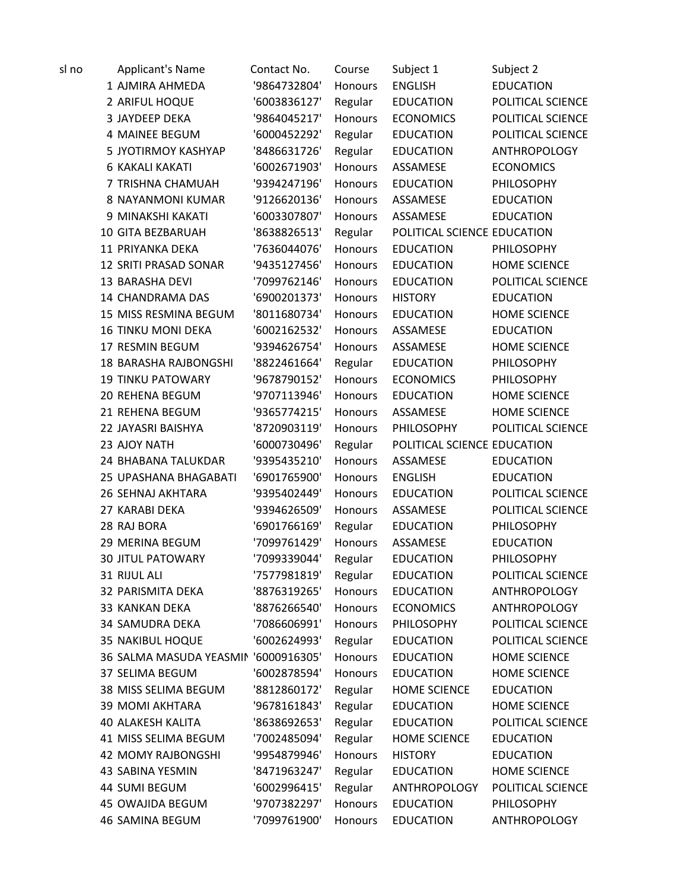| sl no | Applicant's Name | Contact No. | Course | Subject 1 | Subject 2 |
|---|---|---|---|---|---|
| 1 | AJMIRA AHMEDA | '9864732804' | Honours | ENGLISH | EDUCATION |
| 2 | ARIFUL HOQUE | '6003836127' | Regular | EDUCATION | POLITICAL SCIENCE |
| 3 | JAYDEEP DEKA | '9864045217' | Honours | ECONOMICS | POLITICAL SCIENCE |
| 4 | MAINEE BEGUM | '6000452292' | Regular | EDUCATION | POLITICAL SCIENCE |
| 5 | JYOTIRMOY KASHYAP | '8486631726' | Regular | EDUCATION | ANTHROPOLOGY |
| 6 | KAKALI KAKATI | '6002671903' | Honours | ASSAMESE | ECONOMICS |
| 7 | TRISHNA CHAMUAH | '9394247196' | Honours | EDUCATION | PHILOSOPHY |
| 8 | NAYANMONI KUMAR | '9126620136' | Honours | ASSAMESE | EDUCATION |
| 9 | MINAKSHI KAKATI | '6003307807' | Honours | ASSAMESE | EDUCATION |
| 10 | GITA BEZBARUAH | '8638826513' | Regular | POLITICAL SCIENCE | EDUCATION |
| 11 | PRIYANKA DEKA | '7636044076' | Honours | EDUCATION | PHILOSOPHY |
| 12 | SRITI PRASAD SONAR | '9435127456' | Honours | EDUCATION | HOME SCIENCE |
| 13 | BARASHA DEVI | '7099762146' | Honours | EDUCATION | POLITICAL SCIENCE |
| 14 | CHANDRAMA DAS | '6900201373' | Honours | HISTORY | EDUCATION |
| 15 | MISS RESMINA BEGUM | '8011680734' | Honours | EDUCATION | HOME SCIENCE |
| 16 | TINKU MONI DEKA | '6002162532' | Honours | ASSAMESE | EDUCATION |
| 17 | RESMIN BEGUM | '9394626754' | Honours | ASSAMESE | HOME SCIENCE |
| 18 | BARASHA RAJBONGSHI | '8822461664' | Regular | EDUCATION | PHILOSOPHY |
| 19 | TINKU PATOWARY | '9678790152' | Honours | ECONOMICS | PHILOSOPHY |
| 20 | REHENA BEGUM | '9707113946' | Honours | EDUCATION | HOME SCIENCE |
| 21 | REHENA BEGUM | '9365774215' | Honours | ASSAMESE | HOME SCIENCE |
| 22 | JAYASRI BAISHYA | '8720903119' | Honours | PHILOSOPHY | POLITICAL SCIENCE |
| 23 | AJOY NATH | '6000730496' | Regular | POLITICAL SCIENCE | EDUCATION |
| 24 | BHABANA TALUKDAR | '9395435210' | Honours | ASSAMESE | EDUCATION |
| 25 | UPASHANA BHAGABATI | '6901765900' | Honours | ENGLISH | EDUCATION |
| 26 | SEHNAJ AKHTARA | '9395402449' | Honours | EDUCATION | POLITICAL SCIENCE |
| 27 | KARABI DEKA | '9394626509' | Honours | ASSAMESE | POLITICAL SCIENCE |
| 28 | RAJ BORA | '6901766169' | Regular | EDUCATION | PHILOSOPHY |
| 29 | MERINA BEGUM | '7099761429' | Honours | ASSAMESE | EDUCATION |
| 30 | JITUL PATOWARY | '7099339044' | Regular | EDUCATION | PHILOSOPHY |
| 31 | RIJUL ALI | '7577981819' | Regular | EDUCATION | POLITICAL SCIENCE |
| 32 | PARISMITA DEKA | '8876319265' | Honours | EDUCATION | ANTHROPOLOGY |
| 33 | KANKAN DEKA | '8876266540' | Honours | ECONOMICS | ANTHROPOLOGY |
| 34 | SAMUDRA DEKA | '7086606991' | Honours | PHILOSOPHY | POLITICAL SCIENCE |
| 35 | NAKIBUL HOQUE | '6002624993' | Regular | EDUCATION | POLITICAL SCIENCE |
| 36 | SALMA MASUDA YEASMIN | '6000916305' | Honours | EDUCATION | HOME SCIENCE |
| 37 | SELIMA BEGUM | '6002878594' | Honours | EDUCATION | HOME SCIENCE |
| 38 | MISS SELIMA BEGUM | '8812860172' | Regular | HOME SCIENCE | EDUCATION |
| 39 | MOMI AKHTARA | '9678161843' | Regular | EDUCATION | HOME SCIENCE |
| 40 | ALAKESH KALITA | '8638692653' | Regular | EDUCATION | POLITICAL SCIENCE |
| 41 | MISS SELIMA BEGUM | '7002485094' | Regular | HOME SCIENCE | EDUCATION |
| 42 | MOMY RAJBONGSHI | '9954879946' | Honours | HISTORY | EDUCATION |
| 43 | SABINA YESMIN | '8471963247' | Regular | EDUCATION | HOME SCIENCE |
| 44 | SUMI BEGUM | '6002996415' | Regular | ANTHROPOLOGY | POLITICAL SCIENCE |
| 45 | OWAJIDA BEGUM | '9707382297' | Honours | EDUCATION | PHILOSOPHY |
| 46 | SAMINA BEGUM | '7099761900' | Honours | EDUCATION | ANTHROPOLOGY |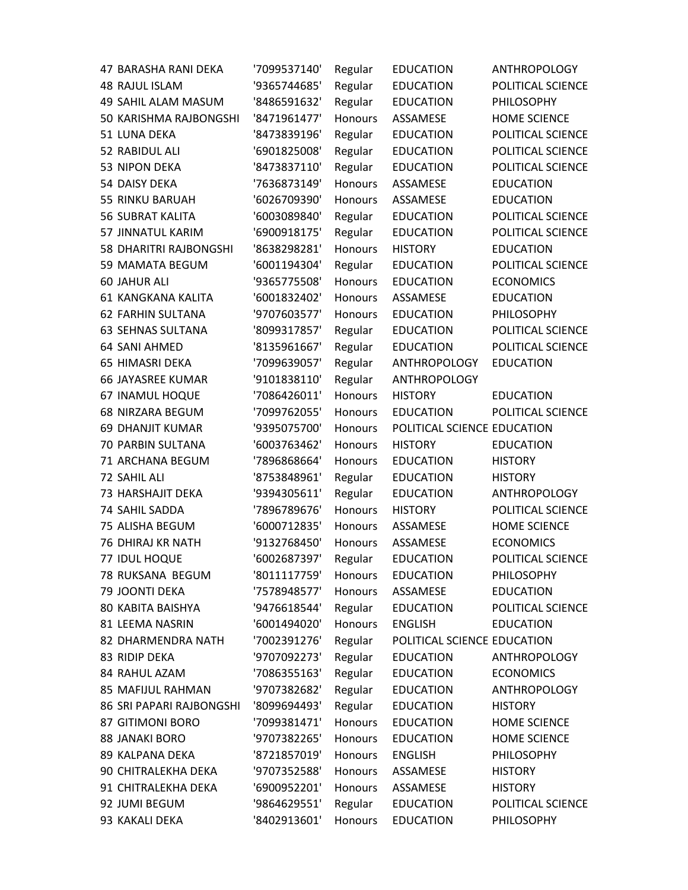| | | | | | |
|---|---|---|---|---|---|
| 47 | BARASHA RANI DEKA | '7099537140' | Regular | EDUCATION | ANTHROPOLOGY |
| 48 | RAJUL ISLAM | '9365744685' | Regular | EDUCATION | POLITICAL SCIENCE |
| 49 | SAHIL ALAM MASUM | '8486591632' | Regular | EDUCATION | PHILOSOPHY |
| 50 | KARISHMA RAJBONGSHI | '8471961477' | Honours | ASSAMESE | HOME SCIENCE |
| 51 | LUNA DEKA | '8473839196' | Regular | EDUCATION | POLITICAL SCIENCE |
| 52 | RABIDUL ALI | '6901825008' | Regular | EDUCATION | POLITICAL SCIENCE |
| 53 | NIPON DEKA | '8473837110' | Regular | EDUCATION | POLITICAL SCIENCE |
| 54 | DAISY DEKA | '7636873149' | Honours | ASSAMESE | EDUCATION |
| 55 | RINKU BARUAH | '6026709390' | Honours | ASSAMESE | EDUCATION |
| 56 | SUBRAT KALITA | '6003089840' | Regular | EDUCATION | POLITICAL SCIENCE |
| 57 | JINNATUL KARIM | '6900918175' | Regular | EDUCATION | POLITICAL SCIENCE |
| 58 | DHARITRI RAJBONGSHI | '8638298281' | Honours | HISTORY | EDUCATION |
| 59 | MAMATA BEGUM | '6001194304' | Regular | EDUCATION | POLITICAL SCIENCE |
| 60 | JAHUR ALI | '9365775508' | Honours | EDUCATION | ECONOMICS |
| 61 | KANGKANA KALITA | '6001832402' | Honours | ASSAMESE | EDUCATION |
| 62 | FARHIN SULTANA | '9707603577' | Honours | EDUCATION | PHILOSOPHY |
| 63 | SEHNAS SULTANA | '8099317857' | Regular | EDUCATION | POLITICAL SCIENCE |
| 64 | SANI AHMED | '8135961667' | Regular | EDUCATION | POLITICAL SCIENCE |
| 65 | HIMASRI DEKA | '7099639057' | Regular | ANTHROPOLOGY | EDUCATION |
| 66 | JAYASREE KUMAR | '9101838110' | Regular | ANTHROPOLOGY | |
| 67 | INAMUL HOQUE | '7086426011' | Honours | HISTORY | EDUCATION |
| 68 | NIRZARA BEGUM | '7099762055' | Honours | EDUCATION | POLITICAL SCIENCE |
| 69 | DHANJIT KUMAR | '9395075700' | Honours | POLITICAL SCIENCE | EDUCATION |
| 70 | PARBIN SULTANA | '6003763462' | Honours | HISTORY | EDUCATION |
| 71 | ARCHANA BEGUM | '7896868664' | Honours | EDUCATION | HISTORY |
| 72 | SAHIL ALI | '8753848961' | Regular | EDUCATION | HISTORY |
| 73 | HARSHAJIT DEKA | '9394305611' | Regular | EDUCATION | ANTHROPOLOGY |
| 74 | SAHIL SADDA | '7896789676' | Honours | HISTORY | POLITICAL SCIENCE |
| 75 | ALISHA BEGUM | '6000712835' | Honours | ASSAMESE | HOME SCIENCE |
| 76 | DHIRAJ KR NATH | '9132768450' | Honours | ASSAMESE | ECONOMICS |
| 77 | IDUL HOQUE | '6002687397' | Regular | EDUCATION | POLITICAL SCIENCE |
| 78 | RUKSANA BEGUM | '8011117759' | Honours | EDUCATION | PHILOSOPHY |
| 79 | JOONTI DEKA | '7578948577' | Honours | ASSAMESE | EDUCATION |
| 80 | KABITA BAISHYA | '9476618544' | Regular | EDUCATION | POLITICAL SCIENCE |
| 81 | LEEMA NASRIN | '6001494020' | Honours | ENGLISH | EDUCATION |
| 82 | DHARMENDRA NATH | '7002391276' | Regular | POLITICAL SCIENCE | EDUCATION |
| 83 | RIDIP DEKA | '9707092273' | Regular | EDUCATION | ANTHROPOLOGY |
| 84 | RAHUL AZAM | '7086355163' | Regular | EDUCATION | ECONOMICS |
| 85 | MAFIJUL RAHMAN | '9707382682' | Regular | EDUCATION | ANTHROPOLOGY |
| 86 | SRI PAPARI RAJBONGSHI | '8099694493' | Regular | EDUCATION | HISTORY |
| 87 | GITIMONI BORO | '7099381471' | Honours | EDUCATION | HOME SCIENCE |
| 88 | JANAKI BORO | '9707382265' | Honours | EDUCATION | HOME SCIENCE |
| 89 | KALPANA DEKA | '8721857019' | Honours | ENGLISH | PHILOSOPHY |
| 90 | CHITRALEKHA DEKA | '9707352588' | Honours | ASSAMESE | HISTORY |
| 91 | CHITRALEKHA DEKA | '6900952201' | Honours | ASSAMESE | HISTORY |
| 92 | JUMI BEGUM | '9864629551' | Regular | EDUCATION | POLITICAL SCIENCE |
| 93 | KAKALI DEKA | '8402913601' | Honours | EDUCATION | PHILOSOPHY |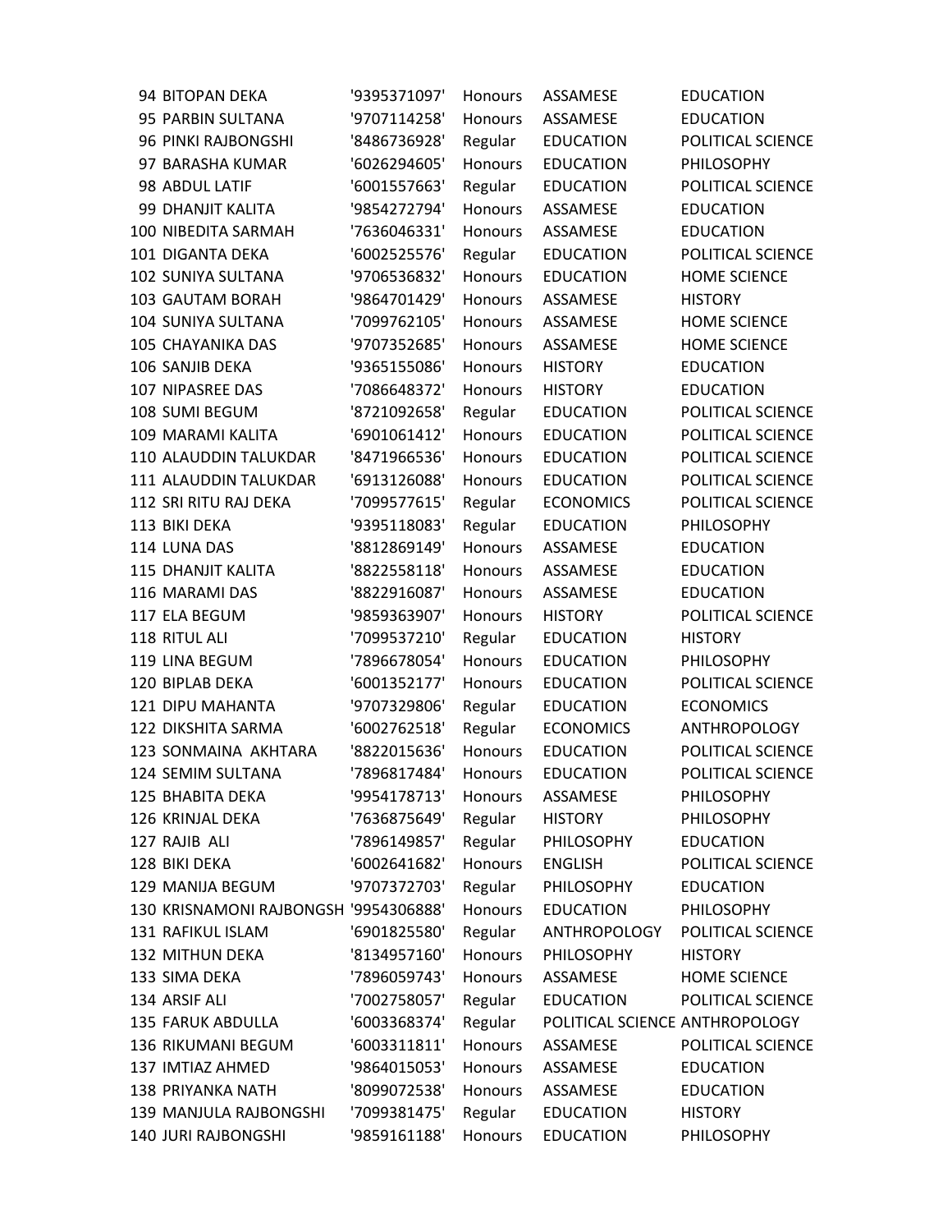| | | | | | |
|---|---|---|---|---|---|
| 94 | BITOPAN DEKA | '9395371097' | Honours | ASSAMESE | EDUCATION |
| 95 | PARBIN SULTANA | '9707114258' | Honours | ASSAMESE | EDUCATION |
| 96 | PINKI RAJBONGSHI | '8486736928' | Regular | EDUCATION | POLITICAL SCIENCE |
| 97 | BARASHA KUMAR | '6026294605' | Honours | EDUCATION | PHILOSOPHY |
| 98 | ABDUL LATIF | '6001557663' | Regular | EDUCATION | POLITICAL SCIENCE |
| 99 | DHANJIT KALITA | '9854272794' | Honours | ASSAMESE | EDUCATION |
| 100 | NIBEDITA SARMAH | '7636046331' | Honours | ASSAMESE | EDUCATION |
| 101 | DIGANTA DEKA | '6002525576' | Regular | EDUCATION | POLITICAL SCIENCE |
| 102 | SUNIYA SULTANA | '9706536832' | Honours | EDUCATION | HOME SCIENCE |
| 103 | GAUTAM BORAH | '9864701429' | Honours | ASSAMESE | HISTORY |
| 104 | SUNIYA SULTANA | '7099762105' | Honours | ASSAMESE | HOME SCIENCE |
| 105 | CHAYANIKA DAS | '9707352685' | Honours | ASSAMESE | HOME SCIENCE |
| 106 | SANJIB DEKA | '9365155086' | Honours | HISTORY | EDUCATION |
| 107 | NIPASREE DAS | '7086648372' | Honours | HISTORY | EDUCATION |
| 108 | SUMI BEGUM | '8721092658' | Regular | EDUCATION | POLITICAL SCIENCE |
| 109 | MARAMI KALITA | '6901061412' | Honours | EDUCATION | POLITICAL SCIENCE |
| 110 | ALAUDDIN TALUKDAR | '8471966536' | Honours | EDUCATION | POLITICAL SCIENCE |
| 111 | ALAUDDIN TALUKDAR | '6913126088' | Honours | EDUCATION | POLITICAL SCIENCE |
| 112 | SRI RITU RAJ DEKA | '7099577615' | Regular | ECONOMICS | POLITICAL SCIENCE |
| 113 | BIKI DEKA | '9395118083' | Regular | EDUCATION | PHILOSOPHY |
| 114 | LUNA DAS | '8812869149' | Honours | ASSAMESE | EDUCATION |
| 115 | DHANJIT KALITA | '8822558118' | Honours | ASSAMESE | EDUCATION |
| 116 | MARAMI DAS | '8822916087' | Honours | ASSAMESE | EDUCATION |
| 117 | ELA BEGUM | '9859363907' | Honours | HISTORY | POLITICAL SCIENCE |
| 118 | RITUL ALI | '7099537210' | Regular | EDUCATION | HISTORY |
| 119 | LINA BEGUM | '7896678054' | Honours | EDUCATION | PHILOSOPHY |
| 120 | BIPLAB DEKA | '6001352177' | Honours | EDUCATION | POLITICAL SCIENCE |
| 121 | DIPU MAHANTA | '9707329806' | Regular | EDUCATION | ECONOMICS |
| 122 | DIKSHITA SARMA | '6002762518' | Regular | ECONOMICS | ANTHROPOLOGY |
| 123 | SONMAINA AKHTARA | '8822015636' | Honours | EDUCATION | POLITICAL SCIENCE |
| 124 | SEMIM SULTANA | '7896817484' | Honours | EDUCATION | POLITICAL SCIENCE |
| 125 | BHABITA DEKA | '9954178713' | Honours | ASSAMESE | PHILOSOPHY |
| 126 | KRINJAL DEKA | '7636875649' | Regular | HISTORY | PHILOSOPHY |
| 127 | RAJIB ALI | '7896149857' | Regular | PHILOSOPHY | EDUCATION |
| 128 | BIKI DEKA | '6002641682' | Honours | ENGLISH | POLITICAL SCIENCE |
| 129 | MANIJA BEGUM | '9707372703' | Regular | PHILOSOPHY | EDUCATION |
| 130 | KRISNAMONI RAJBONGSH | '9954306888' | Honours | EDUCATION | PHILOSOPHY |
| 131 | RAFIKUL ISLAM | '6901825580' | Regular | ANTHROPOLOGY | POLITICAL SCIENCE |
| 132 | MITHUN DEKA | '8134957160' | Honours | PHILOSOPHY | HISTORY |
| 133 | SIMA DEKA | '7896059743' | Honours | ASSAMESE | HOME SCIENCE |
| 134 | ARSIF ALI | '7002758057' | Regular | EDUCATION | POLITICAL SCIENCE |
| 135 | FARUK ABDULLA | '6003368374' | Regular | POLITICAL SCIENCE | ANTHROPOLOGY |
| 136 | RIKUMANI BEGUM | '6003311811' | Honours | ASSAMESE | POLITICAL SCIENCE |
| 137 | IMTIAZ AHMED | '9864015053' | Honours | ASSAMESE | EDUCATION |
| 138 | PRIYANKA NATH | '8099072538' | Honours | ASSAMESE | EDUCATION |
| 139 | MANJULA RAJBONGSHI | '7099381475' | Regular | EDUCATION | HISTORY |
| 140 | JURI RAJBONGSHI | '9859161188' | Honours | EDUCATION | PHILOSOPHY |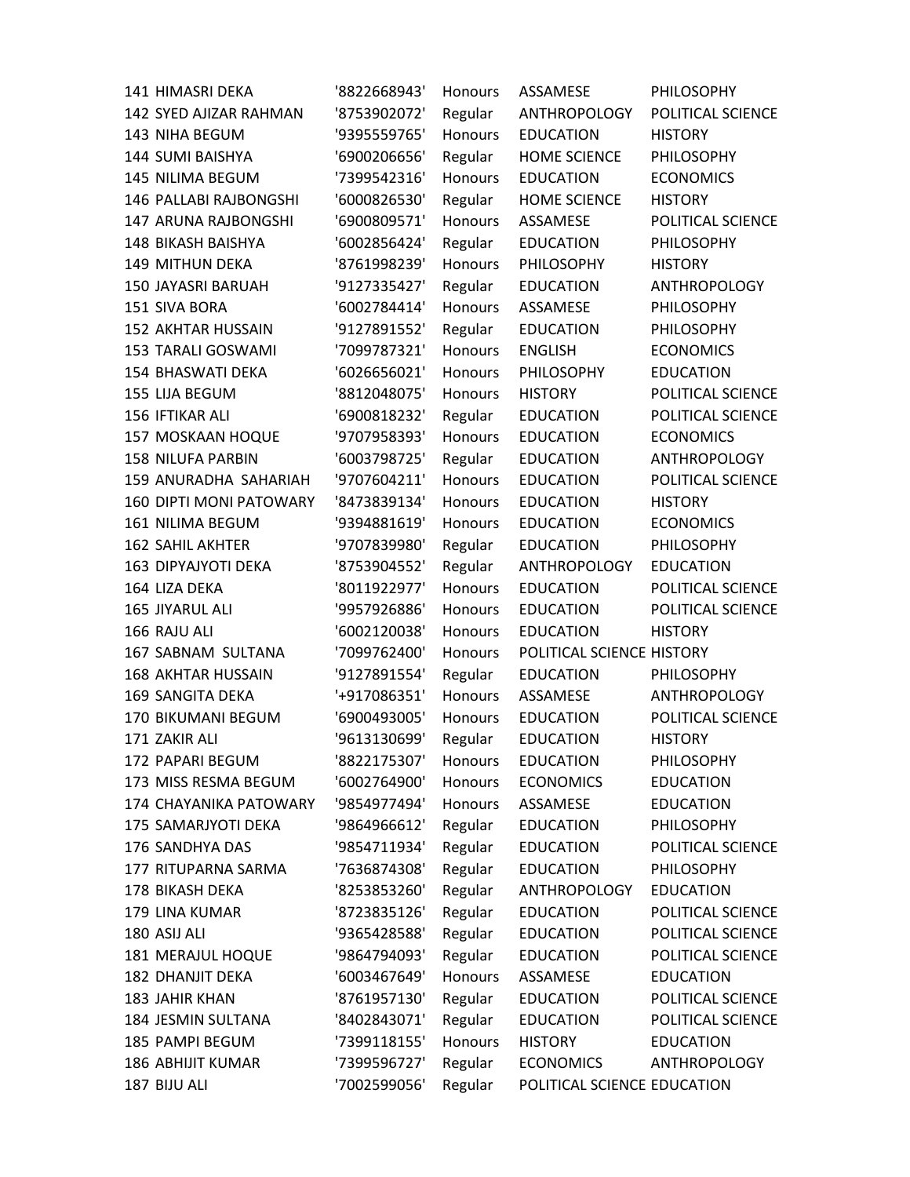| | | | | | |
|---|---|---|---|---|---|
| 141 | HIMASRI DEKA | '8822668943' | Honours | ASSAMESE | PHILOSOPHY |
| 142 | SYED AJIZAR RAHMAN | '8753902072' | Regular | ANTHROPOLOGY | POLITICAL SCIENCE |
| 143 | NIHA BEGUM | '9395559765' | Honours | EDUCATION | HISTORY |
| 144 | SUMI BAISHYA | '6900206656' | Regular | HOME SCIENCE | PHILOSOPHY |
| 145 | NILIMA BEGUM | '7399542316' | Honours | EDUCATION | ECONOMICS |
| 146 | PALLABI RAJBONGSHI | '6000826530' | Regular | HOME SCIENCE | HISTORY |
| 147 | ARUNA RAJBONGSHI | '6900809571' | Honours | ASSAMESE | POLITICAL SCIENCE |
| 148 | BIKASH BAISHYA | '6002856424' | Regular | EDUCATION | PHILOSOPHY |
| 149 | MITHUN DEKA | '8761998239' | Honours | PHILOSOPHY | HISTORY |
| 150 | JAYASRI BARUAH | '9127335427' | Regular | EDUCATION | ANTHROPOLOGY |
| 151 | SIVA BORA | '6002784414' | Honours | ASSAMESE | PHILOSOPHY |
| 152 | AKHTAR HUSSAIN | '9127891552' | Regular | EDUCATION | PHILOSOPHY |
| 153 | TARALI GOSWAMI | '7099787321' | Honours | ENGLISH | ECONOMICS |
| 154 | BHASWATI DEKA | '6026656021' | Honours | PHILOSOPHY | EDUCATION |
| 155 | LIJA BEGUM | '8812048075' | Honours | HISTORY | POLITICAL SCIENCE |
| 156 | IFTIKAR ALI | '6900818232' | Regular | EDUCATION | POLITICAL SCIENCE |
| 157 | MOSKAAN HOQUE | '9707958393' | Honours | EDUCATION | ECONOMICS |
| 158 | NILUFA PARBIN | '6003798725' | Regular | EDUCATION | ANTHROPOLOGY |
| 159 | ANURADHA SAHARIAH | '9707604211' | Honours | EDUCATION | POLITICAL SCIENCE |
| 160 | DIPTI MONI PATOWARY | '8473839134' | Honours | EDUCATION | HISTORY |
| 161 | NILIMA BEGUM | '9394881619' | Honours | EDUCATION | ECONOMICS |
| 162 | SAHIL AKHTER | '9707839980' | Regular | EDUCATION | PHILOSOPHY |
| 163 | DIPYAJYOTI DEKA | '8753904552' | Regular | ANTHROPOLOGY | EDUCATION |
| 164 | LIZA DEKA | '8011922977' | Honours | EDUCATION | POLITICAL SCIENCE |
| 165 | JIYARUL ALI | '9957926886' | Honours | EDUCATION | POLITICAL SCIENCE |
| 166 | RAJU ALI | '6002120038' | Honours | EDUCATION | HISTORY |
| 167 | SABNAM SULTANA | '7099762400' | Honours | POLITICAL SCIENCE | HISTORY |
| 168 | AKHTAR HUSSAIN | '9127891554' | Regular | EDUCATION | PHILOSOPHY |
| 169 | SANGITA DEKA | '+917086351' | Honours | ASSAMESE | ANTHROPOLOGY |
| 170 | BIKUMANI BEGUM | '6900493005' | Honours | EDUCATION | POLITICAL SCIENCE |
| 171 | ZAKIR ALI | '9613130699' | Regular | EDUCATION | HISTORY |
| 172 | PAPARI BEGUM | '8822175307' | Honours | EDUCATION | PHILOSOPHY |
| 173 | MISS RESMA BEGUM | '6002764900' | Honours | ECONOMICS | EDUCATION |
| 174 | CHAYANIKA PATOWARY | '9854977494' | Honours | ASSAMESE | EDUCATION |
| 175 | SAMARJYOTI DEKA | '9864966612' | Regular | EDUCATION | PHILOSOPHY |
| 176 | SANDHYA DAS | '9854711934' | Regular | EDUCATION | POLITICAL SCIENCE |
| 177 | RITUPARNA SARMA | '7636874308' | Regular | EDUCATION | PHILOSOPHY |
| 178 | BIKASH DEKA | '8253853260' | Regular | ANTHROPOLOGY | EDUCATION |
| 179 | LINA KUMAR | '8723835126' | Regular | EDUCATION | POLITICAL SCIENCE |
| 180 | ASIJ ALI | '9365428588' | Regular | EDUCATION | POLITICAL SCIENCE |
| 181 | MERAJUL HOQUE | '9864794093' | Regular | EDUCATION | POLITICAL SCIENCE |
| 182 | DHANJIT DEKA | '6003467649' | Honours | ASSAMESE | EDUCATION |
| 183 | JAHIR KHAN | '8761957130' | Regular | EDUCATION | POLITICAL SCIENCE |
| 184 | JESMIN SULTANA | '8402843071' | Regular | EDUCATION | POLITICAL SCIENCE |
| 185 | PAMPI BEGUM | '7399118155' | Honours | HISTORY | EDUCATION |
| 186 | ABHIJIT KUMAR | '7399596727' | Regular | ECONOMICS | ANTHROPOLOGY |
| 187 | BIJU ALI | '7002599056' | Regular | POLITICAL SCIENCE | EDUCATION |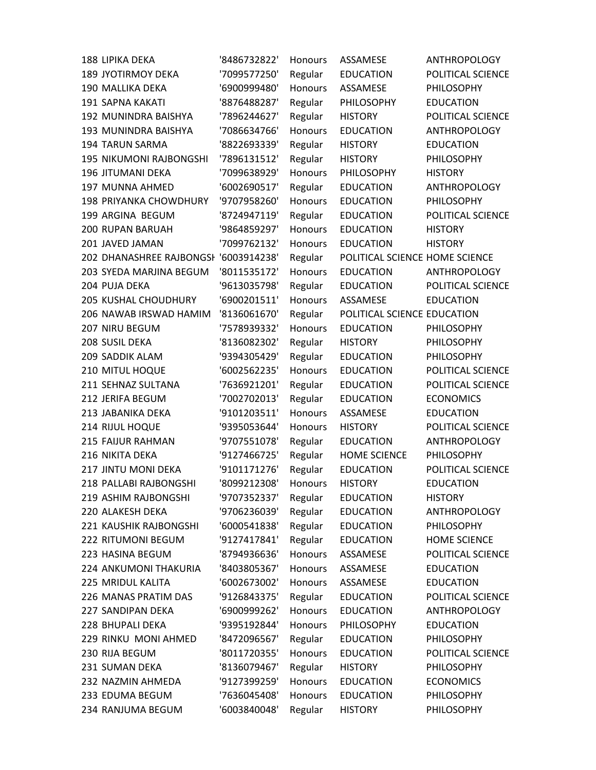| | | | | | |
|---|---|---|---|---|---|
| 188 | LIPIKA DEKA | '8486732822' | Honours | ASSAMESE | ANTHROPOLOGY |
| 189 | JYOTIRMOY DEKA | '7099577250' | Regular | EDUCATION | POLITICAL SCIENCE |
| 190 | MALLIKA DEKA | '6900999480' | Honours | ASSAMESE | PHILOSOPHY |
| 191 | SAPNA KAKATI | '8876488287' | Regular | PHILOSOPHY | EDUCATION |
| 192 | MUNINDRA BAISHYA | '7896244627' | Regular | HISTORY | POLITICAL SCIENCE |
| 193 | MUNINDRA BAISHYA | '7086634766' | Honours | EDUCATION | ANTHROPOLOGY |
| 194 | TARUN SARMA | '8822693339' | Regular | HISTORY | EDUCATION |
| 195 | NIKUMONI RAJBONGSHI | '7896131512' | Regular | HISTORY | PHILOSOPHY |
| 196 | JITUMANI DEKA | '7099638929' | Honours | PHILOSOPHY | HISTORY |
| 197 | MUNNA AHMED | '6002690517' | Regular | EDUCATION | ANTHROPOLOGY |
| 198 | PRIYANKA CHOWDHURY | '9707958260' | Honours | EDUCATION | PHILOSOPHY |
| 199 | ARGINA BEGUM | '8724947119' | Regular | EDUCATION | POLITICAL SCIENCE |
| 200 | RUPAN BARUAH | '9864859297' | Honours | EDUCATION | HISTORY |
| 201 | JAVED JAMAN | '7099762132' | Honours | EDUCATION | HISTORY |
| 202 | DHANASHREE RAJBONGSH | '6003914238' | Regular | POLITICAL SCIENCE | HOME SCIENCE |
| 203 | SYEDA MARJINA BEGUM | '8011535172' | Honours | EDUCATION | ANTHROPOLOGY |
| 204 | PUJA DEKA | '9613035798' | Regular | EDUCATION | POLITICAL SCIENCE |
| 205 | KUSHAL CHOUDHURY | '6900201511' | Honours | ASSAMESE | EDUCATION |
| 206 | NAWAB IRSWAD HAMIM | '8136061670' | Regular | POLITICAL SCIENCE | EDUCATION |
| 207 | NIRU BEGUM | '7578939332' | Honours | EDUCATION | PHILOSOPHY |
| 208 | SUSIL DEKA | '8136082302' | Regular | HISTORY | PHILOSOPHY |
| 209 | SADDIK ALAM | '9394305429' | Regular | EDUCATION | PHILOSOPHY |
| 210 | MITUL HOQUE | '6002562235' | Honours | EDUCATION | POLITICAL SCIENCE |
| 211 | SEHNAZ SULTANA | '7636921201' | Regular | EDUCATION | POLITICAL SCIENCE |
| 212 | JERIFA BEGUM | '7002702013' | Regular | EDUCATION | ECONOMICS |
| 213 | JABANIKA DEKA | '9101203511' | Honours | ASSAMESE | EDUCATION |
| 214 | RIJUL HOQUE | '9395053644' | Honours | HISTORY | POLITICAL SCIENCE |
| 215 | FAIJUR RAHMAN | '9707551078' | Regular | EDUCATION | ANTHROPOLOGY |
| 216 | NIKITA DEKA | '9127466725' | Regular | HOME SCIENCE | PHILOSOPHY |
| 217 | JINTU MONI DEKA | '9101171276' | Regular | EDUCATION | POLITICAL SCIENCE |
| 218 | PALLABI RAJBONGSHI | '8099212308' | Honours | HISTORY | EDUCATION |
| 219 | ASHIM RAJBONGSHI | '9707352337' | Regular | EDUCATION | HISTORY |
| 220 | ALAKESH DEKA | '9706236039' | Regular | EDUCATION | ANTHROPOLOGY |
| 221 | KAUSHIK RAJBONGSHI | '6000541838' | Regular | EDUCATION | PHILOSOPHY |
| 222 | RITUMONI BEGUM | '9127417841' | Regular | EDUCATION | HOME SCIENCE |
| 223 | HASINA BEGUM | '8794936636' | Honours | ASSAMESE | POLITICAL SCIENCE |
| 224 | ANKUMONI THAKURIA | '8403805367' | Honours | ASSAMESE | EDUCATION |
| 225 | MRIDUL KALITA | '6002673002' | Honours | ASSAMESE | EDUCATION |
| 226 | MANAS PRATIM DAS | '9126843375' | Regular | EDUCATION | POLITICAL SCIENCE |
| 227 | SANDIPAN DEKA | '6900999262' | Honours | EDUCATION | ANTHROPOLOGY |
| 228 | BHUPALI DEKA | '9395192844' | Honours | PHILOSOPHY | EDUCATION |
| 229 | RINKU MONI AHMED | '8472096567' | Regular | EDUCATION | PHILOSOPHY |
| 230 | RIJA BEGUM | '8011720355' | Honours | EDUCATION | POLITICAL SCIENCE |
| 231 | SUMAN DEKA | '8136079467' | Regular | HISTORY | PHILOSOPHY |
| 232 | NAZMIN AHMEDA | '9127399259' | Honours | EDUCATION | ECONOMICS |
| 233 | EDUMA BEGUM | '7636045408' | Honours | EDUCATION | PHILOSOPHY |
| 234 | RANJUMA BEGUM | '6003840048' | Regular | HISTORY | PHILOSOPHY |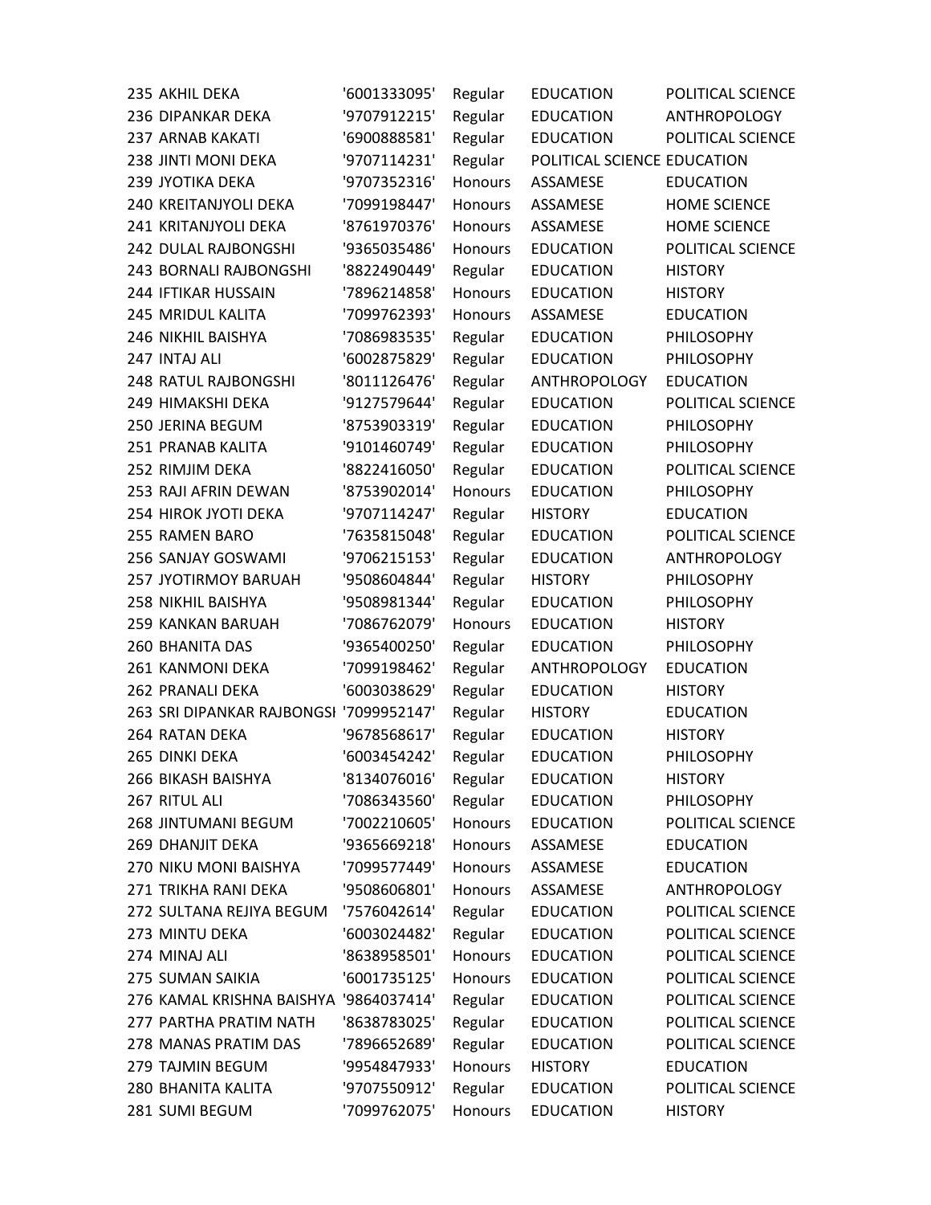| | | | | | |
|---|---|---|---|---|---|
| 235 | AKHIL DEKA | '6001333095' | Regular | EDUCATION | POLITICAL SCIENCE |
| 236 | DIPANKAR DEKA | '9707912215' | Regular | EDUCATION | ANTHROPOLOGY |
| 237 | ARNAB KAKATI | '6900888581' | Regular | EDUCATION | POLITICAL SCIENCE |
| 238 | JINTI MONI DEKA | '9707114231' | Regular | POLITICAL SCIENCE | EDUCATION |
| 239 | JYOTIKA DEKA | '9707352316' | Honours | ASSAMESE | EDUCATION |
| 240 | KREITANJYOLI DEKA | '7099198447' | Honours | ASSAMESE | HOME SCIENCE |
| 241 | KRITANJYOLI DEKA | '8761970376' | Honours | ASSAMESE | HOME SCIENCE |
| 242 | DULAL RAJBONGSHI | '9365035486' | Honours | EDUCATION | POLITICAL SCIENCE |
| 243 | BORNALI RAJBONGSHI | '8822490449' | Regular | EDUCATION | HISTORY |
| 244 | IFTIKAR HUSSAIN | '7896214858' | Honours | EDUCATION | HISTORY |
| 245 | MRIDUL KALITA | '7099762393' | Honours | ASSAMESE | EDUCATION |
| 246 | NIKHIL BAISHYA | '7086983535' | Regular | EDUCATION | PHILOSOPHY |
| 247 | INTAJ ALI | '6002875829' | Regular | EDUCATION | PHILOSOPHY |
| 248 | RATUL RAJBONGSHI | '8011126476' | Regular | ANTHROPOLOGY | EDUCATION |
| 249 | HIMAKSHI DEKA | '9127579644' | Regular | EDUCATION | POLITICAL SCIENCE |
| 250 | JERINA BEGUM | '8753903319' | Regular | EDUCATION | PHILOSOPHY |
| 251 | PRANAB KALITA | '9101460749' | Regular | EDUCATION | PHILOSOPHY |
| 252 | RIMJIM DEKA | '8822416050' | Regular | EDUCATION | POLITICAL SCIENCE |
| 253 | RAJI AFRIN DEWAN | '8753902014' | Honours | EDUCATION | PHILOSOPHY |
| 254 | HIROK JYOTI DEKA | '9707114247' | Regular | HISTORY | EDUCATION |
| 255 | RAMEN BARO | '7635815048' | Regular | EDUCATION | POLITICAL SCIENCE |
| 256 | SANJAY GOSWAMI | '9706215153' | Regular | EDUCATION | ANTHROPOLOGY |
| 257 | JYOTIRMOY BARUAH | '9508604844' | Regular | HISTORY | PHILOSOPHY |
| 258 | NIKHIL BAISHYA | '9508981344' | Regular | EDUCATION | PHILOSOPHY |
| 259 | KANKAN BARUAH | '7086762079' | Honours | EDUCATION | HISTORY |
| 260 | BHANITA DAS | '9365400250' | Regular | EDUCATION | PHILOSOPHY |
| 261 | KANMONI DEKA | '7099198462' | Regular | ANTHROPOLOGY | EDUCATION |
| 262 | PRANALI DEKA | '6003038629' | Regular | EDUCATION | HISTORY |
| 263 | SRI DIPANKAR RAJBONGSI | '7099952147' | Regular | HISTORY | EDUCATION |
| 264 | RATAN DEKA | '9678568617' | Regular | EDUCATION | HISTORY |
| 265 | DINKI DEKA | '6003454242' | Regular | EDUCATION | PHILOSOPHY |
| 266 | BIKASH BAISHYA | '8134076016' | Regular | EDUCATION | HISTORY |
| 267 | RITUL ALI | '7086343560' | Regular | EDUCATION | PHILOSOPHY |
| 268 | JINTUMANI BEGUM | '7002210605' | Honours | EDUCATION | POLITICAL SCIENCE |
| 269 | DHANJIT DEKA | '9365669218' | Honours | ASSAMESE | EDUCATION |
| 270 | NIKU MONI BAISHYA | '7099577449' | Honours | ASSAMESE | EDUCATION |
| 271 | TRIKHA RANI DEKA | '9508606801' | Honours | ASSAMESE | ANTHROPOLOGY |
| 272 | SULTANA REJIYA BEGUM | '7576042614' | Regular | EDUCATION | POLITICAL SCIENCE |
| 273 | MINTU DEKA | '6003024482' | Regular | EDUCATION | POLITICAL SCIENCE |
| 274 | MINAJ ALI | '8638958501' | Honours | EDUCATION | POLITICAL SCIENCE |
| 275 | SUMAN SAIKIA | '6001735125' | Honours | EDUCATION | POLITICAL SCIENCE |
| 276 | KAMAL KRISHNA BAISHYA | '9864037414' | Regular | EDUCATION | POLITICAL SCIENCE |
| 277 | PARTHA PRATIM NATH | '8638783025' | Regular | EDUCATION | POLITICAL SCIENCE |
| 278 | MANAS PRATIM DAS | '7896652689' | Regular | EDUCATION | POLITICAL SCIENCE |
| 279 | TAJMIN BEGUM | '9954847933' | Honours | HISTORY | EDUCATION |
| 280 | BHANITA KALITA | '9707550912' | Regular | EDUCATION | POLITICAL SCIENCE |
| 281 | SUMI BEGUM | '7099762075' | Honours | EDUCATION | HISTORY |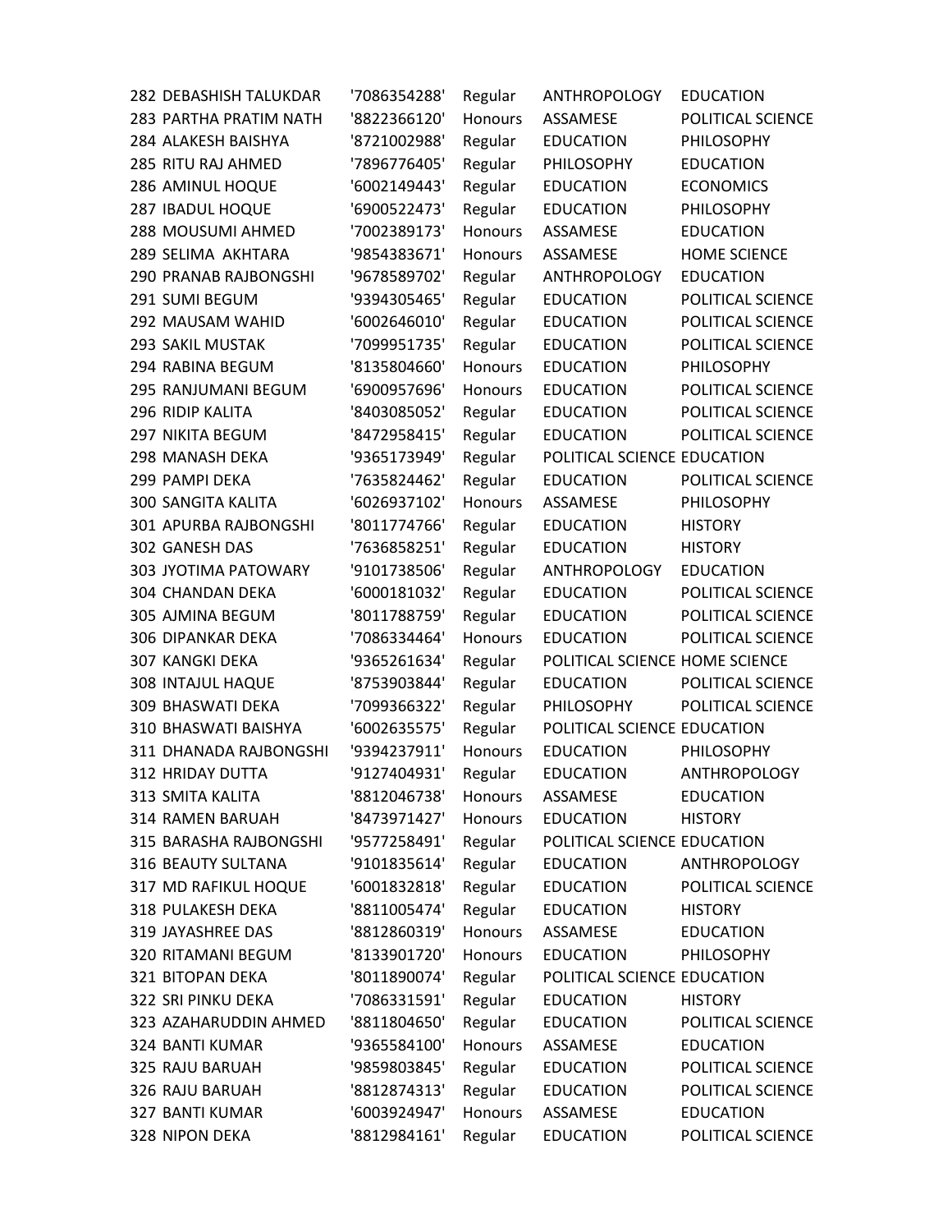| | | | | | |
|---|---|---|---|---|---|
| 282 | DEBASHISH TALUKDAR | '7086354288' | Regular | ANTHROPOLOGY | EDUCATION |
| 283 | PARTHA PRATIM NATH | '8822366120' | Honours | ASSAMESE | POLITICAL SCIENCE |
| 284 | ALAKESH BAISHYA | '8721002988' | Regular | EDUCATION | PHILOSOPHY |
| 285 | RITU RAJ AHMED | '7896776405' | Regular | PHILOSOPHY | EDUCATION |
| 286 | AMINUL HOQUE | '6002149443' | Regular | EDUCATION | ECONOMICS |
| 287 | IBADUL HOQUE | '6900522473' | Regular | EDUCATION | PHILOSOPHY |
| 288 | MOUSUMI AHMED | '7002389173' | Honours | ASSAMESE | EDUCATION |
| 289 | SELIMA AKHTARA | '9854383671' | Honours | ASSAMESE | HOME SCIENCE |
| 290 | PRANAB RAJBONGSHI | '9678589702' | Regular | ANTHROPOLOGY | EDUCATION |
| 291 | SUMI BEGUM | '9394305465' | Regular | EDUCATION | POLITICAL SCIENCE |
| 292 | MAUSAM WAHID | '6002646010' | Regular | EDUCATION | POLITICAL SCIENCE |
| 293 | SAKIL MUSTAK | '7099951735' | Regular | EDUCATION | POLITICAL SCIENCE |
| 294 | RABINA BEGUM | '8135804660' | Honours | EDUCATION | PHILOSOPHY |
| 295 | RANJUMANI BEGUM | '6900957696' | Honours | EDUCATION | POLITICAL SCIENCE |
| 296 | RIDIP KALITA | '8403085052' | Regular | EDUCATION | POLITICAL SCIENCE |
| 297 | NIKITA BEGUM | '8472958415' | Regular | EDUCATION | POLITICAL SCIENCE |
| 298 | MANASH DEKA | '9365173949' | Regular | POLITICAL SCIENCE | EDUCATION |
| 299 | PAMPI DEKA | '7635824462' | Regular | EDUCATION | POLITICAL SCIENCE |
| 300 | SANGITA KALITA | '6026937102' | Honours | ASSAMESE | PHILOSOPHY |
| 301 | APURBA RAJBONGSHI | '8011774766' | Regular | EDUCATION | HISTORY |
| 302 | GANESH DAS | '7636858251' | Regular | EDUCATION | HISTORY |
| 303 | JYOTIMA PATOWARY | '9101738506' | Regular | ANTHROPOLOGY | EDUCATION |
| 304 | CHANDAN DEKA | '6000181032' | Regular | EDUCATION | POLITICAL SCIENCE |
| 305 | AJMINA BEGUM | '8011788759' | Regular | EDUCATION | POLITICAL SCIENCE |
| 306 | DIPANKAR DEKA | '7086334464' | Honours | EDUCATION | POLITICAL SCIENCE |
| 307 | KANGKI DEKA | '9365261634' | Regular | POLITICAL SCIENCE | HOME SCIENCE |
| 308 | INTAJUL HAQUE | '8753903844' | Regular | EDUCATION | POLITICAL SCIENCE |
| 309 | BHASWATI DEKA | '7099366322' | Regular | PHILOSOPHY | POLITICAL SCIENCE |
| 310 | BHASWATI BAISHYA | '6002635575' | Regular | POLITICAL SCIENCE | EDUCATION |
| 311 | DHANADA RAJBONGSHI | '9394237911' | Honours | EDUCATION | PHILOSOPHY |
| 312 | HRIDAY DUTTA | '9127404931' | Regular | EDUCATION | ANTHROPOLOGY |
| 313 | SMITA KALITA | '8812046738' | Honours | ASSAMESE | EDUCATION |
| 314 | RAMEN BARUAH | '8473971427' | Honours | EDUCATION | HISTORY |
| 315 | BARASHA RAJBONGSHI | '9577258491' | Regular | POLITICAL SCIENCE | EDUCATION |
| 316 | BEAUTY SULTANA | '9101835614' | Regular | EDUCATION | ANTHROPOLOGY |
| 317 | MD RAFIKUL HOQUE | '6001832818' | Regular | EDUCATION | POLITICAL SCIENCE |
| 318 | PULAKESH DEKA | '8811005474' | Regular | EDUCATION | HISTORY |
| 319 | JAYASHREE DAS | '8812860319' | Honours | ASSAMESE | EDUCATION |
| 320 | RITAMANI BEGUM | '8133901720' | Honours | EDUCATION | PHILOSOPHY |
| 321 | BITOPAN DEKA | '8011890074' | Regular | POLITICAL SCIENCE | EDUCATION |
| 322 | SRI PINKU DEKA | '7086331591' | Regular | EDUCATION | HISTORY |
| 323 | AZAHARUDDIN AHMED | '8811804650' | Regular | EDUCATION | POLITICAL SCIENCE |
| 324 | BANTI KUMAR | '9365584100' | Honours | ASSAMESE | EDUCATION |
| 325 | RAJU BARUAH | '9859803845' | Regular | EDUCATION | POLITICAL SCIENCE |
| 326 | RAJU BARUAH | '8812874313' | Regular | EDUCATION | POLITICAL SCIENCE |
| 327 | BANTI KUMAR | '6003924947' | Honours | ASSAMESE | EDUCATION |
| 328 | NIPON DEKA | '8812984161' | Regular | EDUCATION | POLITICAL SCIENCE |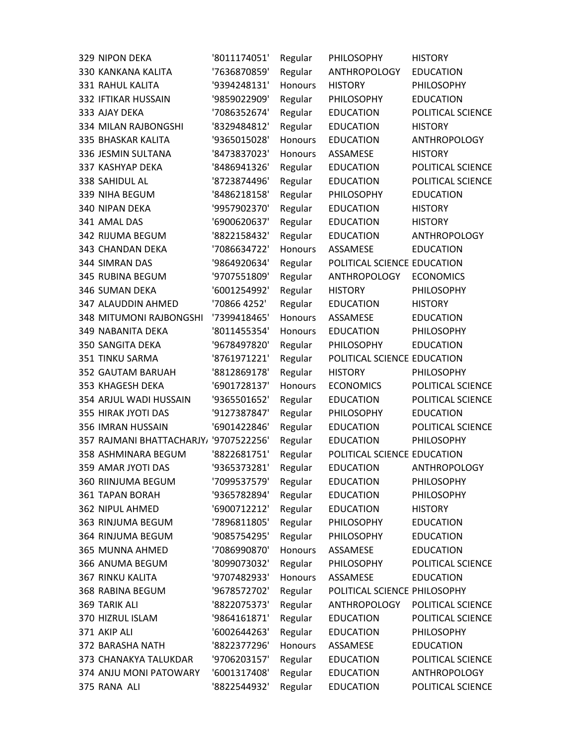| | | | | | |
|---|---|---|---|---|---|
| 329 | NIPON DEKA | '8011174051' | Regular | PHILOSOPHY | HISTORY |
| 330 | KANKANA KALITA | '7636870859' | Regular | ANTHROPOLOGY | EDUCATION |
| 331 | RAHUL KALITA | '9394248131' | Honours | HISTORY | PHILOSOPHY |
| 332 | IFTIKAR HUSSAIN | '9859022909' | Regular | PHILOSOPHY | EDUCATION |
| 333 | AJAY DEKA | '7086352674' | Regular | EDUCATION | POLITICAL SCIENCE |
| 334 | MILAN RAJBONGSHI | '8329484812' | Regular | EDUCATION | HISTORY |
| 335 | BHASKAR KALITA | '9365015028' | Honours | EDUCATION | ANTHROPOLOGY |
| 336 | JESMIN SULTANA | '8473837023' | Honours | ASSAMESE | HISTORY |
| 337 | KASHYAP DEKA | '8486941326' | Regular | EDUCATION | POLITICAL SCIENCE |
| 338 | SAHIDUL AL | '8723874496' | Regular | EDUCATION | POLITICAL SCIENCE |
| 339 | NIHA BEGUM | '8486218158' | Regular | PHILOSOPHY | EDUCATION |
| 340 | NIPAN DEKA | '9957902370' | Regular | EDUCATION | HISTORY |
| 341 | AMAL DAS | '6900620637' | Regular | EDUCATION | HISTORY |
| 342 | RIJUMA BEGUM | '8822158432' | Regular | EDUCATION | ANTHROPOLOGY |
| 343 | CHANDAN DEKA | '7086634722' | Honours | ASSAMESE | EDUCATION |
| 344 | SIMRAN DAS | '9864920634' | Regular | POLITICAL SCIENCE | EDUCATION |
| 345 | RUBINA BEGUM | '9707551809' | Regular | ANTHROPOLOGY | ECONOMICS |
| 346 | SUMAN DEKA | '6001254992' | Regular | HISTORY | PHILOSOPHY |
| 347 | ALAUDDIN AHMED | '70866 4252' | Regular | EDUCATION | HISTORY |
| 348 | MITUMONI RAJBONGSHI | '7399418465' | Honours | ASSAMESE | EDUCATION |
| 349 | NABANITA DEKA | '8011455354' | Honours | EDUCATION | PHILOSOPHY |
| 350 | SANGITA DEKA | '9678497820' | Regular | PHILOSOPHY | EDUCATION |
| 351 | TINKU SARMA | '8761971221' | Regular | POLITICAL SCIENCE | EDUCATION |
| 352 | GAUTAM BARUAH | '8812869178' | Regular | HISTORY | PHILOSOPHY |
| 353 | KHAGESH DEKA | '6901728137' | Honours | ECONOMICS | POLITICAL SCIENCE |
| 354 | ARJUL WADI HUSSAIN | '9365501652' | Regular | EDUCATION | POLITICAL SCIENCE |
| 355 | HIRAK JYOTI DAS | '9127387847' | Regular | PHILOSOPHY | EDUCATION |
| 356 | IMRAN HUSSAIN | '6901422846' | Regular | EDUCATION | POLITICAL SCIENCE |
| 357 | RAJMANI BHATTACHARJY/ | '9707522256' | Regular | EDUCATION | PHILOSOPHY |
| 358 | ASHMINARA BEGUM | '8822681751' | Regular | POLITICAL SCIENCE | EDUCATION |
| 359 | AMAR JYOTI DAS | '9365373281' | Regular | EDUCATION | ANTHROPOLOGY |
| 360 | RIINJUMA BEGUM | '7099537579' | Regular | EDUCATION | PHILOSOPHY |
| 361 | TAPAN BORAH | '9365782894' | Regular | EDUCATION | PHILOSOPHY |
| 362 | NIPUL AHMED | '6900712212' | Regular | EDUCATION | HISTORY |
| 363 | RINJUMA BEGUM | '7896811805' | Regular | PHILOSOPHY | EDUCATION |
| 364 | RINJUMA BEGUM | '9085754295' | Regular | PHILOSOPHY | EDUCATION |
| 365 | MUNNA AHMED | '7086990870' | Honours | ASSAMESE | EDUCATION |
| 366 | ANUMA BEGUM | '8099073032' | Regular | PHILOSOPHY | POLITICAL SCIENCE |
| 367 | RINKU KALITA | '9707482933' | Honours | ASSAMESE | EDUCATION |
| 368 | RABINA BEGUM | '9678572702' | Regular | POLITICAL SCIENCE | PHILOSOPHY |
| 369 | TARIK ALI | '8822075373' | Regular | ANTHROPOLOGY | POLITICAL SCIENCE |
| 370 | HIZRUL ISLAM | '9864161871' | Regular | EDUCATION | POLITICAL SCIENCE |
| 371 | AKIP ALI | '6002644263' | Regular | EDUCATION | PHILOSOPHY |
| 372 | BARASHA NATH | '8822377296' | Honours | ASSAMESE | EDUCATION |
| 373 | CHANAKYA TALUKDAR | '9706203157' | Regular | EDUCATION | POLITICAL SCIENCE |
| 374 | ANJU MONI PATOWARY | '6001317408' | Regular | EDUCATION | ANTHROPOLOGY |
| 375 | RANA ALI | '8822544932' | Regular | EDUCATION | POLITICAL SCIENCE |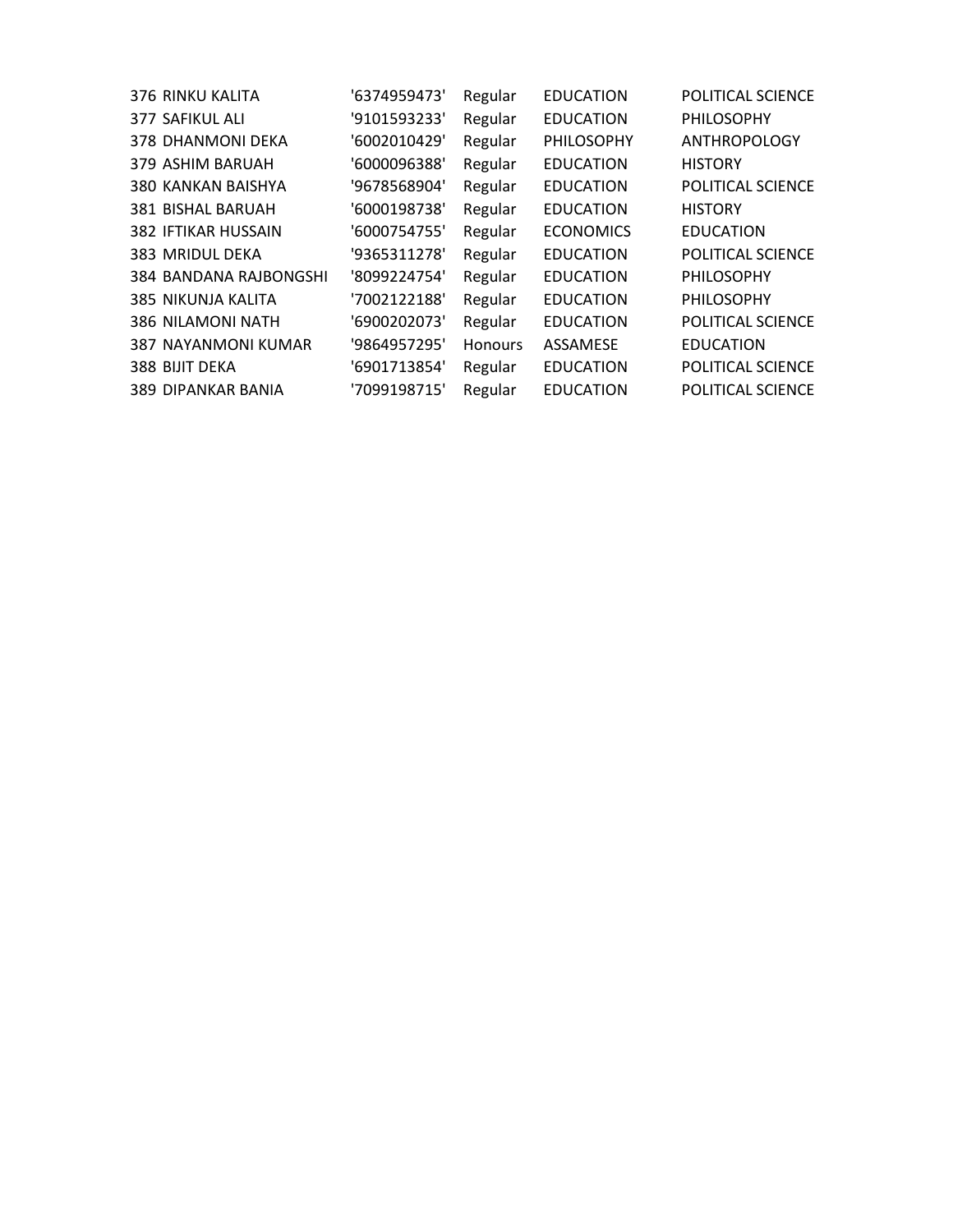| | | | | | |
|---|---|---|---|---|---|
| 376 | RINKU KALITA | '6374959473' | Regular | EDUCATION | POLITICAL SCIENCE |
| 377 | SAFIKUL ALI | '9101593233' | Regular | EDUCATION | PHILOSOPHY |
| 378 | DHANMONI DEKA | '6002010429' | Regular | PHILOSOPHY | ANTHROPOLOGY |
| 379 | ASHIM BARUAH | '6000096388' | Regular | EDUCATION | HISTORY |
| 380 | KANKAN BAISHYA | '9678568904' | Regular | EDUCATION | POLITICAL SCIENCE |
| 381 | BISHAL BARUAH | '6000198738' | Regular | EDUCATION | HISTORY |
| 382 | IFTIKAR HUSSAIN | '6000754755' | Regular | ECONOMICS | EDUCATION |
| 383 | MRIDUL DEKA | '9365311278' | Regular | EDUCATION | POLITICAL SCIENCE |
| 384 | BANDANA RAJBONGSHI | '8099224754' | Regular | EDUCATION | PHILOSOPHY |
| 385 | NIKUNJA KALITA | '7002122188' | Regular | EDUCATION | PHILOSOPHY |
| 386 | NILAMONI NATH | '6900202073' | Regular | EDUCATION | POLITICAL SCIENCE |
| 387 | NAYANMONI KUMAR | '9864957295' | Honours | ASSAMESE | EDUCATION |
| 388 | BIJIT DEKA | '6901713854' | Regular | EDUCATION | POLITICAL SCIENCE |
| 389 | DIPANKAR BANIA | '7099198715' | Regular | EDUCATION | POLITICAL SCIENCE |